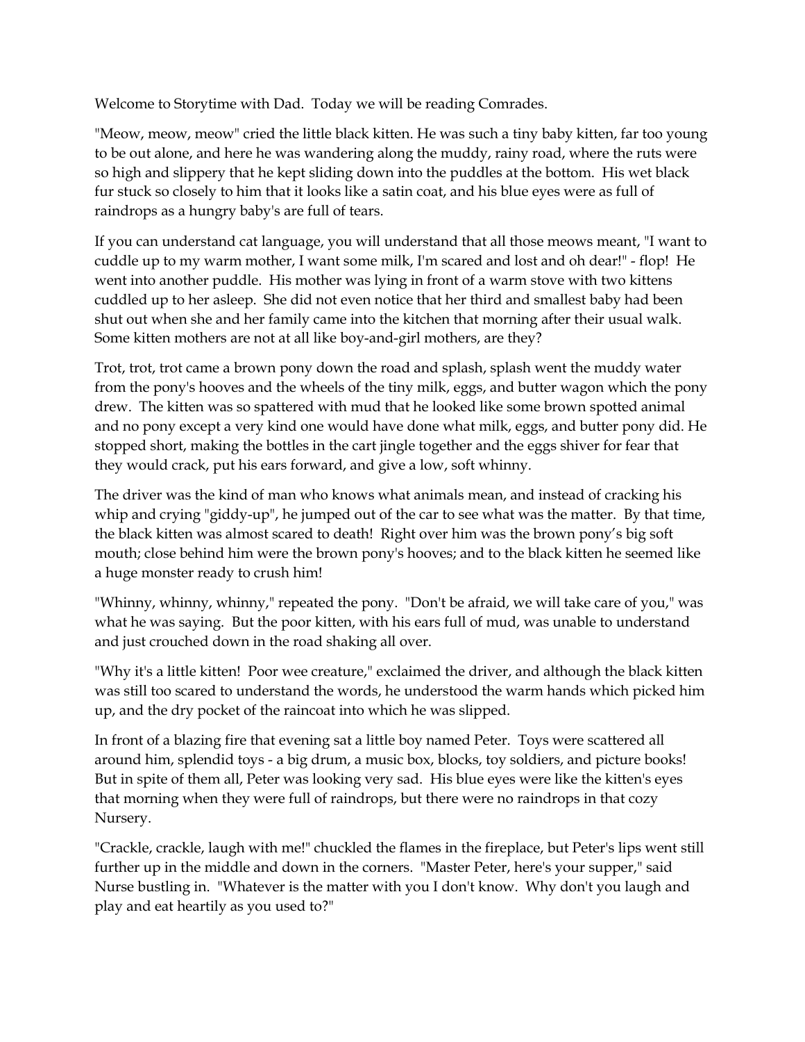Welcome to Storytime with Dad. Today we will be reading Comrades.

"Meow, meow, meow" cried the little black kitten. He was such a tiny baby kitten, far too young to be out alone, and here he was wandering along the muddy, rainy road, where the ruts were so high and slippery that he kept sliding down into the puddles at the bottom. His wet black fur stuck so closely to him that it looks like a satin coat, and his blue eyes were as full of raindrops as a hungry baby's are full of tears.

If you can understand cat language, you will understand that all those meows meant, "I want to cuddle up to my warm mother, I want some milk, I'm scared and lost and oh dear!" - flop! He went into another puddle. His mother was lying in front of a warm stove with two kittens cuddled up to her asleep. She did not even notice that her third and smallest baby had been shut out when she and her family came into the kitchen that morning after their usual walk. Some kitten mothers are not at all like boy-and-girl mothers, are they?

Trot, trot, trot came a brown pony down the road and splash, splash went the muddy water from the pony's hooves and the wheels of the tiny milk, eggs, and butter wagon which the pony drew. The kitten was so spattered with mud that he looked like some brown spotted animal and no pony except a very kind one would have done what milk, eggs, and butter pony did. He stopped short, making the bottles in the cart jingle together and the eggs shiver for fear that they would crack, put his ears forward, and give a low, soft whinny.

The driver was the kind of man who knows what animals mean, and instead of cracking his whip and crying "giddy-up", he jumped out of the car to see what was the matter. By that time, the black kitten was almost scared to death! Right over him was the brown pony's big soft mouth; close behind him were the brown pony's hooves; and to the black kitten he seemed like a huge monster ready to crush him!

"Whinny, whinny, whinny," repeated the pony. "Don't be afraid, we will take care of you," was what he was saying. But the poor kitten, with his ears full of mud, was unable to understand and just crouched down in the road shaking all over.

"Why it's a little kitten! Poor wee creature," exclaimed the driver, and although the black kitten was still too scared to understand the words, he understood the warm hands which picked him up, and the dry pocket of the raincoat into which he was slipped.

In front of a blazing fire that evening sat a little boy named Peter. Toys were scattered all around him, splendid toys - a big drum, a music box, blocks, toy soldiers, and picture books! But in spite of them all, Peter was looking very sad. His blue eyes were like the kitten's eyes that morning when they were full of raindrops, but there were no raindrops in that cozy Nursery.

"Crackle, crackle, laugh with me!" chuckled the flames in the fireplace, but Peter's lips went still further up in the middle and down in the corners. "Master Peter, here's your supper," said Nurse bustling in. "Whatever is the matter with you I don't know. Why don't you laugh and play and eat heartily as you used to?"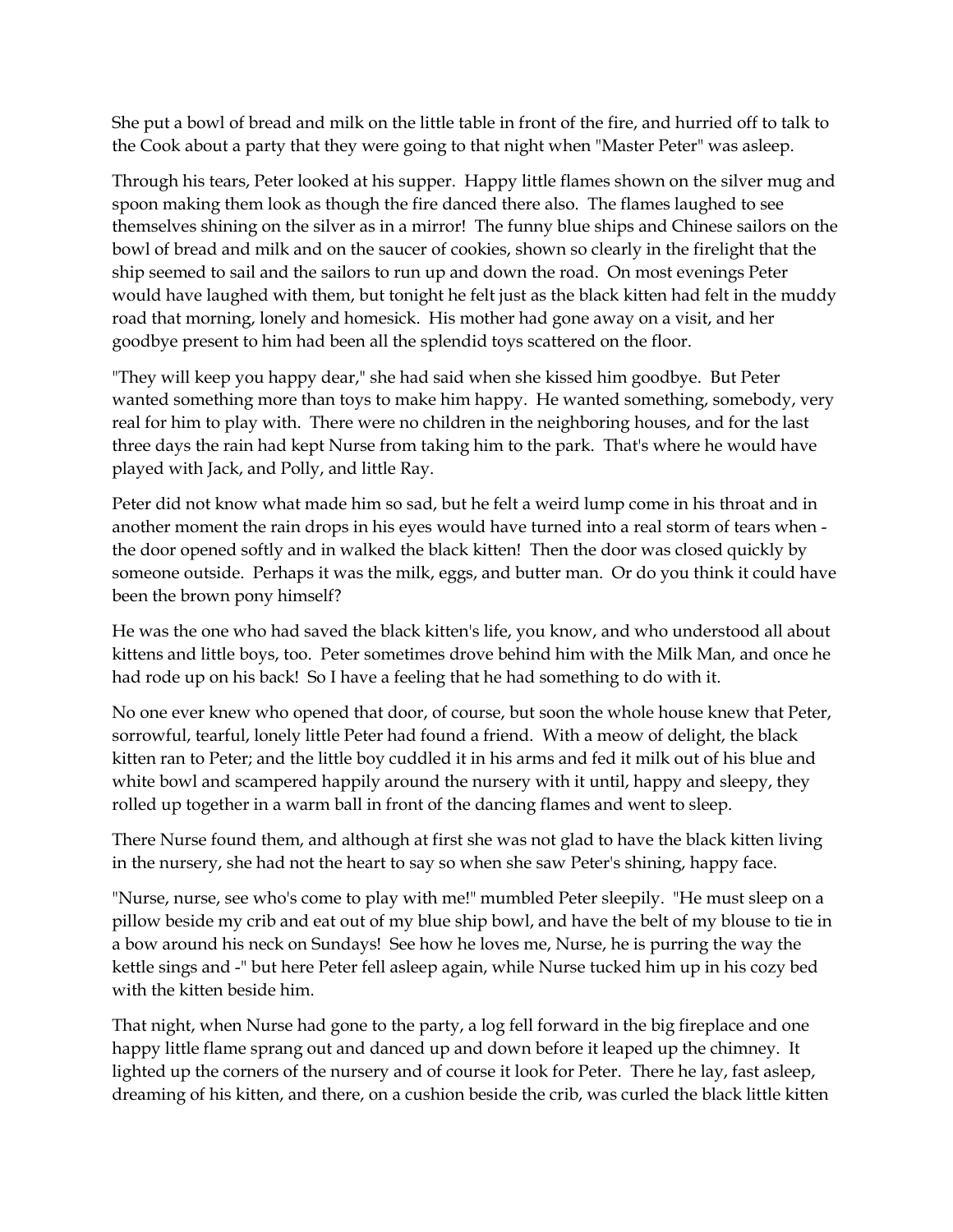She put a bowl of bread and milk on the little table in front of the fire, and hurried off to talk to the Cook about a party that they were going to that night when "Master Peter" was asleep.

Through his tears, Peter looked at his supper. Happy little flames shown on the silver mug and spoon making them look as though the fire danced there also. The flames laughed to see themselves shining on the silver as in a mirror! The funny blue ships and Chinese sailors on the bowl of bread and milk and on the saucer of cookies, shown so clearly in the firelight that the ship seemed to sail and the sailors to run up and down the road. On most evenings Peter would have laughed with them, but tonight he felt just as the black kitten had felt in the muddy road that morning, lonely and homesick. His mother had gone away on a visit, and her goodbye present to him had been all the splendid toys scattered on the floor.

"They will keep you happy dear," she had said when she kissed him goodbye. But Peter wanted something more than toys to make him happy. He wanted something, somebody, very real for him to play with. There were no children in the neighboring houses, and for the last three days the rain had kept Nurse from taking him to the park. That's where he would have played with Jack, and Polly, and little Ray.

Peter did not know what made him so sad, but he felt a weird lump come in his throat and in another moment the rain drops in his eyes would have turned into a real storm of tears when - the door opened softly and in walked the black kitten! Then the door was closed quickly by someone outside. Perhaps it was the milk, eggs, and butter man. Or do you think it could have been the brown pony himself?

He was the one who had saved the black kitten's life, you know, and who understood all about kittens and little boys, too. Peter sometimes drove behind him with the Milk Man, and once he had rode up on his back! So I have a feeling that he had something to do with it.

No one ever knew who opened that door, of course, but soon the whole house knew that Peter, sorrowful, tearful, lonely little Peter had found a friend. With a meow of delight, the black kitten ran to Peter; and the little boy cuddled it in his arms and fed it milk out of his blue and white bowl and scampered happily around the nursery with it until, happy and sleepy, they rolled up together in a warm ball in front of the dancing flames and went to sleep.

There Nurse found them, and although at first she was not glad to have the black kitten living in the nursery, she had not the heart to say so when she saw Peter's shining, happy face.

"Nurse, nurse, see who's come to play with me!" mumbled Peter sleepily. "He must sleep on a pillow beside my crib and eat out of my blue ship bowl, and have the belt of my blouse to tie in a bow around his neck on Sundays! See how he loves me, Nurse, he is purring the way the kettle sings and -" but here Peter fell asleep again, while Nurse tucked him up in his cozy bed with the kitten beside him.

That night, when Nurse had gone to the party, a log fell forward in the big fireplace and one happy little flame sprang out and danced up and down before it leaped up the chimney. It lighted up the corners of the nursery and of course it look for Peter. There he lay, fast asleep, dreaming of his kitten, and there, on a cushion beside the crib, was curled the black little kitten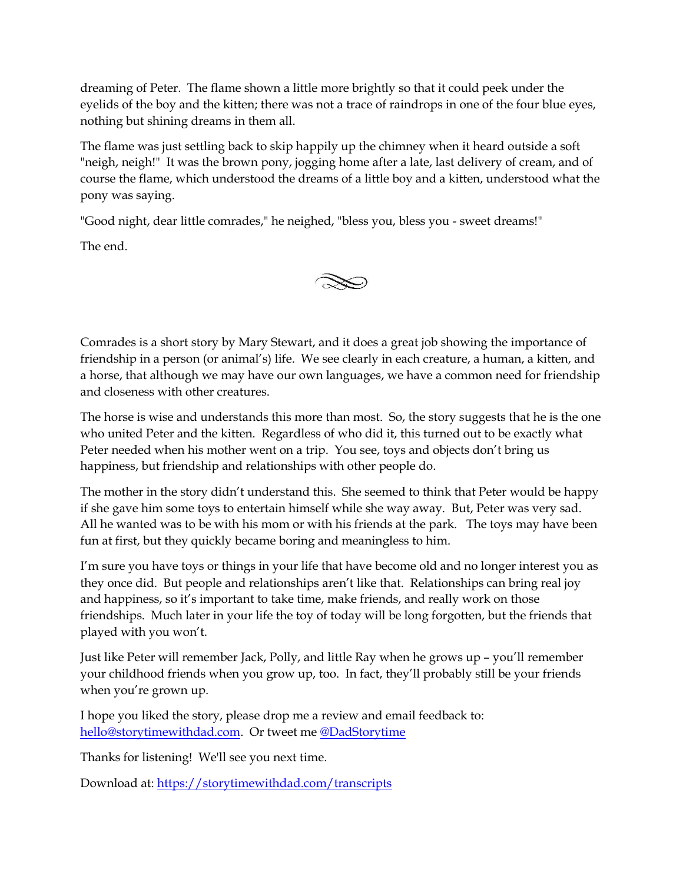dreaming of Peter. The flame shown a little more brightly so that it could peek under the eyelids of the boy and the kitten; there was not a trace of raindrops in one of the four blue eyes, nothing but shining dreams in them all.

The flame was just settling back to skip happily up the chimney when it heard outside a soft "neigh, neigh!" It was the brown pony, jogging home after a late, last delivery of cream, and of course the flame, which understood the dreams of a little boy and a kitten, understood what the pony was saying.

"Good night, dear little comrades," he neighed, "bless you, bless you - sweet dreams!"

The end.

Comrades is a short story by Mary Stewart, and it does a great job showing the importance of friendship in a person (or animal's) life. We see clearly in each creature, a human, a kitten, and a horse, that although we may have our own languages, we have a common need for friendship and closeness with other creatures.

The horse is wise and understands this more than most. So, the story suggests that he is the one who united Peter and the kitten. Regardless of who did it, this turned out to be exactly what Peter needed when his mother went on a trip. You see, toys and objects don't bring us happiness, but friendship and relationships with other people do.

The mother in the story didn't understand this. She seemed to think that Peter would be happy if she gave him some toys to entertain himself while she way away. But, Peter was very sad. All he wanted was to be with his mom or with his friends at the park. The toys may have been fun at first, but they quickly became boring and meaningless to him.

I'm sure you have toys or things in your life that have become old and no longer interest you as they once did. But people and relationships aren't like that. Relationships can bring real joy and happiness, so it's important to take time, make friends, and really work on those friendships. Much later in your life the toy of today will be long forgotten, but the friends that played with you won't.

Just like Peter will remember Jack, Polly, and little Ray when he grows up – you'll remember your childhood friends when you grow up, too. In fact, they'll probably still be your friends when you're grown up.

I hope you liked the story, please drop me a review and email feedback to: hello@storytimewithdad.com. Or tweet me @DadStorytime

Thanks for listening! We'll see you next time.

Download at: https://storytimewithdad.com/transcripts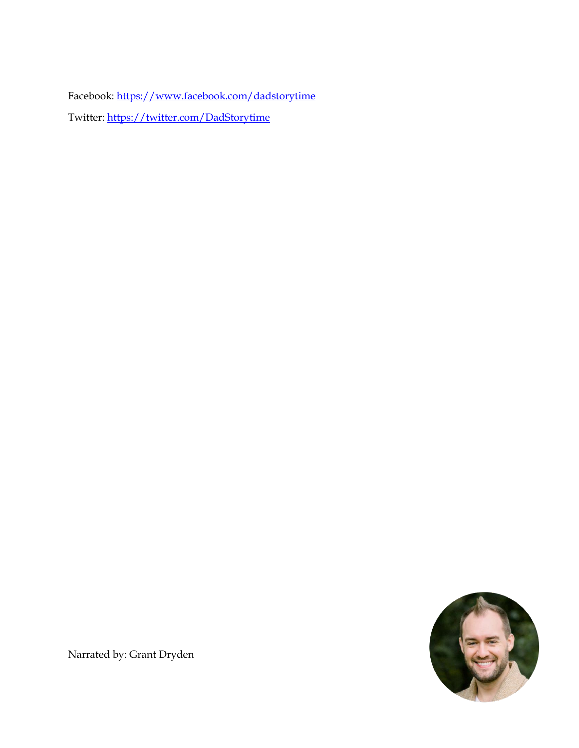Facebook: https://www.facebook.com/dadstorytime

Twitter: https://twitter.com/DadStorytime

Narrated by: Grant Dryden